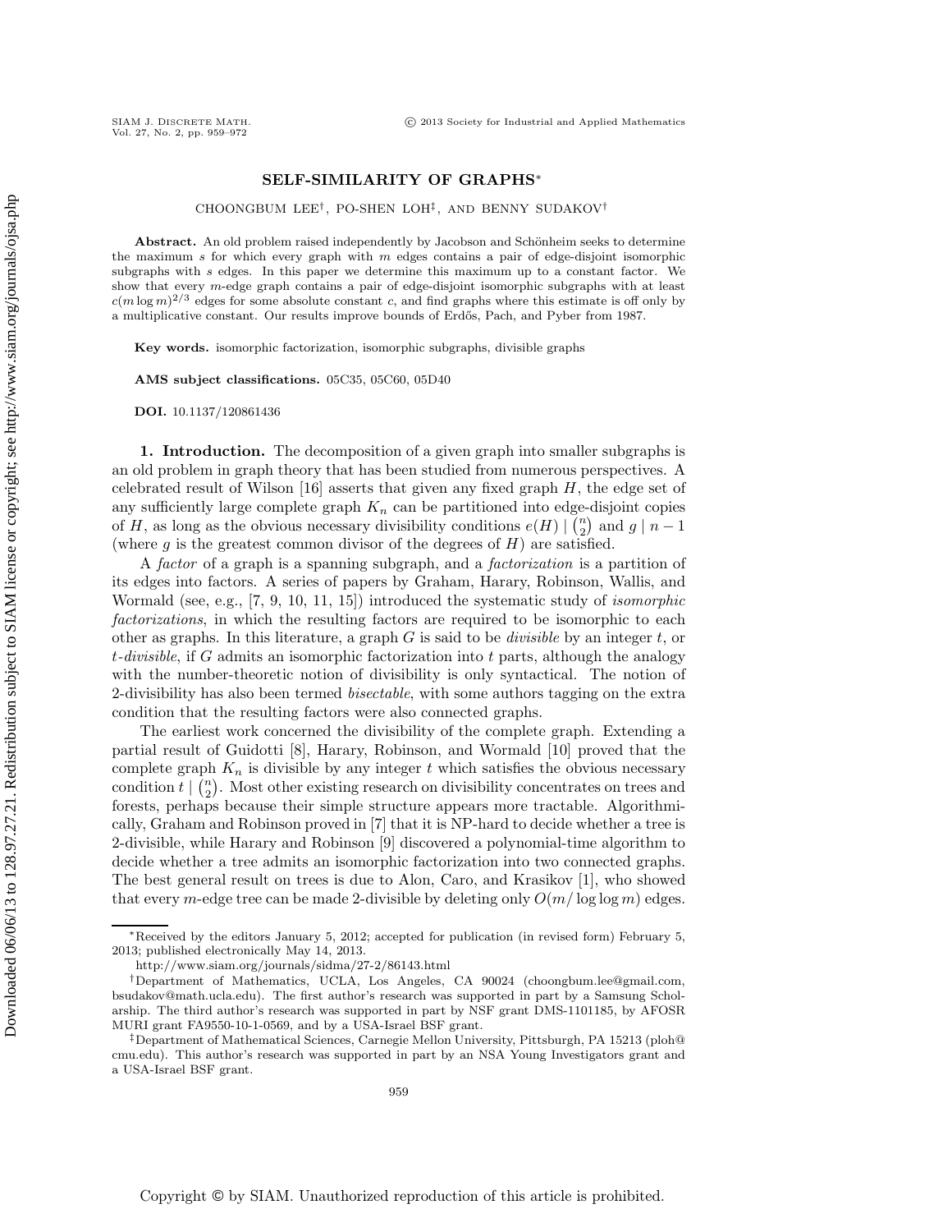# SELF-SIMILARITY OF GRAPHS*

CHOONGBUM LEE†, PO-SHEN LOH‡, AND BENNY SUDAKOV†

**Abstract.** An old problem raised independently by Jacobson and Schönheim seeks to determine the maximum $s$ for which every graph with $m$ edges contains a pair of edge-disjoint isomorphic subgraphs with $s$ edges. In this paper we determine this maximum up to a constant factor. We show that every $m$-edge graph contains a pair of edge-disjoint isomorphic subgraphs with at least $c(m \log m)^{2/3}$ edges for some absolute constant $c$, and find graphs where this estimate is off only by a multiplicative constant. Our results improve bounds of Erdős, Pach, and Pyber from 1987.

**Key words.** isomorphic factorization, isomorphic subgraphs, divisible graphs

**AMS subject classifications.** 05C35, 05C60, 05D40

**DOI.** 10.1137/120861436

**1. Introduction.** The decomposition of a given graph into smaller subgraphs is an old problem in graph theory that has been studied from numerous perspectives. A celebrated result of Wilson [16] asserts that given any fixed graph $H$, the edge set of any sufficiently large complete graph $K_n$ can be partitioned into edge-disjoint copies of $H$, as long as the obvious necessary divisibility conditions $e(H) \mid \binom{n}{2}$ and $g \mid n-1$ (where $g$ is the greatest common divisor of the degrees of $H$) are satisfied.

A *factor* of a graph is a spanning subgraph, and a *factorization* is a partition of its edges into factors. A series of papers by Graham, Harary, Robinson, Wallis, and Wormald (see, e.g., [7, 9, 10, 11, 15]) introduced the systematic study of *isomorphic factorizations*, in which the resulting factors are required to be isomorphic to each other as graphs. In this literature, a graph $G$ is said to be *divisible* by an integer $t$, or $t$-*divisible*, if $G$ admits an isomorphic factorization into $t$ parts, although the analogy with the number-theoretic notion of divisibility is only syntactical. The notion of 2-divisibility has also been termed *bisectable*, with some authors tagging on the extra condition that the resulting factors were also connected graphs.

The earliest work concerned the divisibility of the complete graph. Extending a partial result of Guidotti [8], Harary, Robinson, and Wormald [10] proved that the complete graph $K_n$ is divisible by any integer $t$ which satisfies the obvious necessary condition $t \mid \binom{n}{2}$. Most other existing research on divisibility concentrates on trees and forests, perhaps because their simple structure appears more tractable. Algorithmically, Graham and Robinson proved in [7] that it is NP-hard to decide whether a tree is 2-divisible, while Harary and Robinson [9] discovered a polynomial-time algorithm to decide whether a tree admits an isomorphic factorization into two connected graphs. The best general result on trees is due to Alon, Caro, and Krasikov [1], who showed that every $m$-edge tree can be made 2-divisible by deleting only $O(m/ \log \log m)$ edges.

---

*Received by the editors January 5, 2012; accepted for publication (in revised form) February 5, 2013; published electronically May 14, 2013.

http://www.siam.org/journals/sidma/27-2/86143.html

†Department of Mathematics, UCLA, Los Angeles, CA 90024 (choongbum.lee@gmail.com, bsudakov@math.ucla.edu). The first author's research was supported in part by a Samsung Scholarship. The third author's research was supported in part by NSF grant DMS-1101185, by AFOSR MURI grant FA9550-10-1-0569, and by a USA-Israel BSF grant.

‡Department of Mathematical Sciences, Carnegie Mellon University, Pittsburgh, PA 15213 (ploh@cmu.edu). This author's research was supported in part by an NSA Young Investigators grant and a USA-Israel BSF grant.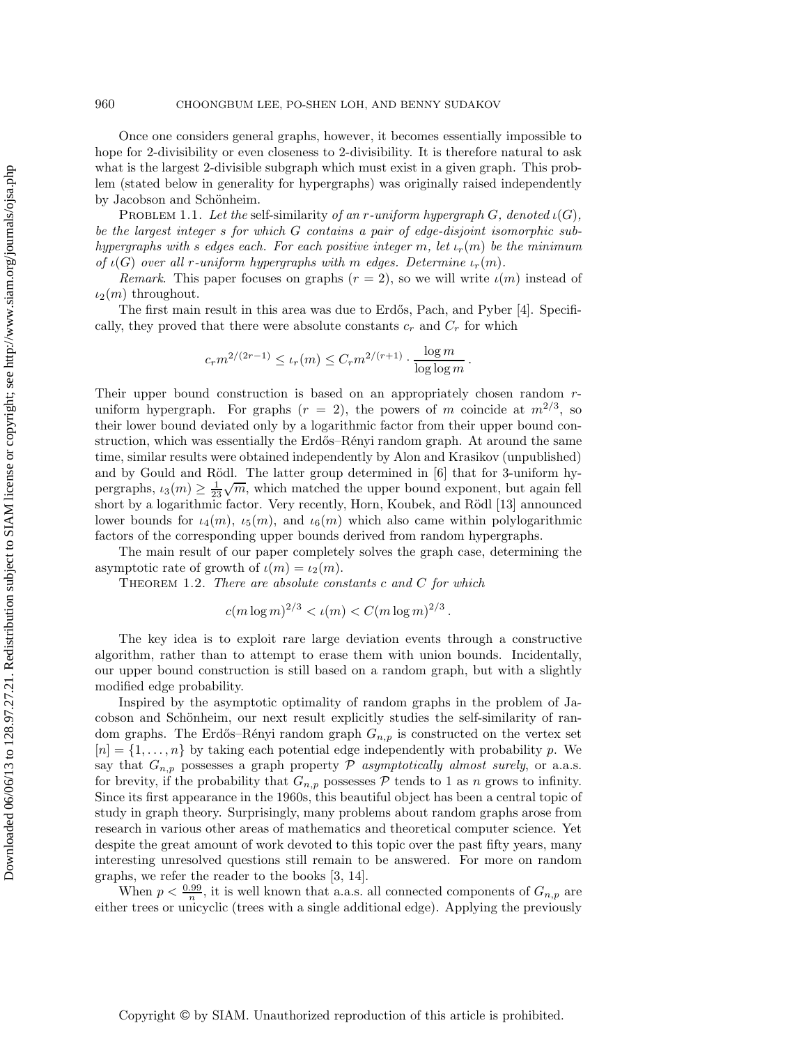Once one considers general graphs, however, it becomes essentially impossible to hope for 2-divisibility or even closeness to 2-divisibility. It is therefore natural to ask what is the largest 2-divisible subgraph which must exist in a given graph. This problem (stated below in generality for hypergraphs) was originally raised independently by Jacobson and Schönheim.

Problem 1.1. *Let the* self-similarity *of an $r$-uniform hypergraph $G$, denoted $\iota(G)$, be the largest integer $s$ for which $G$ contains a pair of edge-disjoint isomorphic subhypergraphs with $s$ edges each. For each positive integer $m$, let $\iota_r(m)$ be the minimum of $\iota(G)$ over all $r$-uniform hypergraphs with $m$ edges. Determine $\iota_r(m)$.*

*Remark*. This paper focuses on graphs ($r = 2$), so we will write $\iota(m)$ instead of $\iota_2(m)$ throughout.

The first main result in this area was due to Erdős, Pach, and Pyber [4]. Specifically, they proved that there were absolute constants $c_r$ and $C_r$ for which

$$c_r m^{2/(2r-1)} \leq \iota_r(m) \leq C_r m^{2/(r+1)} \cdot \frac{\log m}{\log \log m}.$$

Their upper bound construction is based on an appropriately chosen random $r$-uniform hypergraph. For graphs ($r = 2$), the powers of $m$ coincide at $m^{2/3}$, so their lower bound deviated only by a logarithmic factor from their upper bound construction, which was essentially the Erdős–Rényi random graph. At around the same time, similar results were obtained independently by Alon and Krasikov (unpublished) and by Gould and Rödl. The latter group determined in [6] that for 3-uniform hypergraphs, $\iota_3(m) \geq \frac{1}{23}\sqrt{m}$, which matched the upper bound exponent, but again fell short by a logarithmic factor. Very recently, Horn, Koubek, and Rödl [13] announced lower bounds for $\iota_4(m)$, $\iota_5(m)$, and $\iota_6(m)$ which also came within polylogarithmic factors of the corresponding upper bounds derived from random hypergraphs.

The main result of our paper completely solves the graph case, determining the asymptotic rate of growth of $\iota(m) = \iota_2(m)$.

Theorem 1.2. *There are absolute constants $c$ and $C$ for which*

$$c(m \log m)^{2/3} < \iota(m) < C(m \log m)^{2/3}.$$

The key idea is to exploit rare large deviation events through a constructive algorithm, rather than to attempt to erase them with union bounds. Incidentally, our upper bound construction is still based on a random graph, but with a slightly modified edge probability.

Inspired by the asymptotic optimality of random graphs in the problem of Jacobson and Schönheim, our next result explicitly studies the self-similarity of random graphs. The Erdős–Rényi random graph $G_{n,p}$ is constructed on the vertex set $[n] = \{1, \ldots, n\}$ by taking each potential edge independently with probability $p$. We say that $G_{n,p}$ possesses a graph property $\mathcal{P}$ *asymptotically almost surely*, or a.a.s. for brevity, if the probability that $G_{n,p}$ possesses $\mathcal{P}$ tends to 1 as $n$ grows to infinity. Since its first appearance in the 1960s, this beautiful object has been a central topic of study in graph theory. Surprisingly, many problems about random graphs arose from research in various other areas of mathematics and theoretical computer science. Yet despite the great amount of work devoted to this topic over the past fifty years, many interesting unresolved questions still remain to be answered. For more on random graphs, we refer the reader to the books [3, 14].

When $p < \frac{0.99}{n}$, it is well known that a.a.s. all connected components of $G_{n,p}$ are either trees or unicyclic (trees with a single additional edge). Applying the previously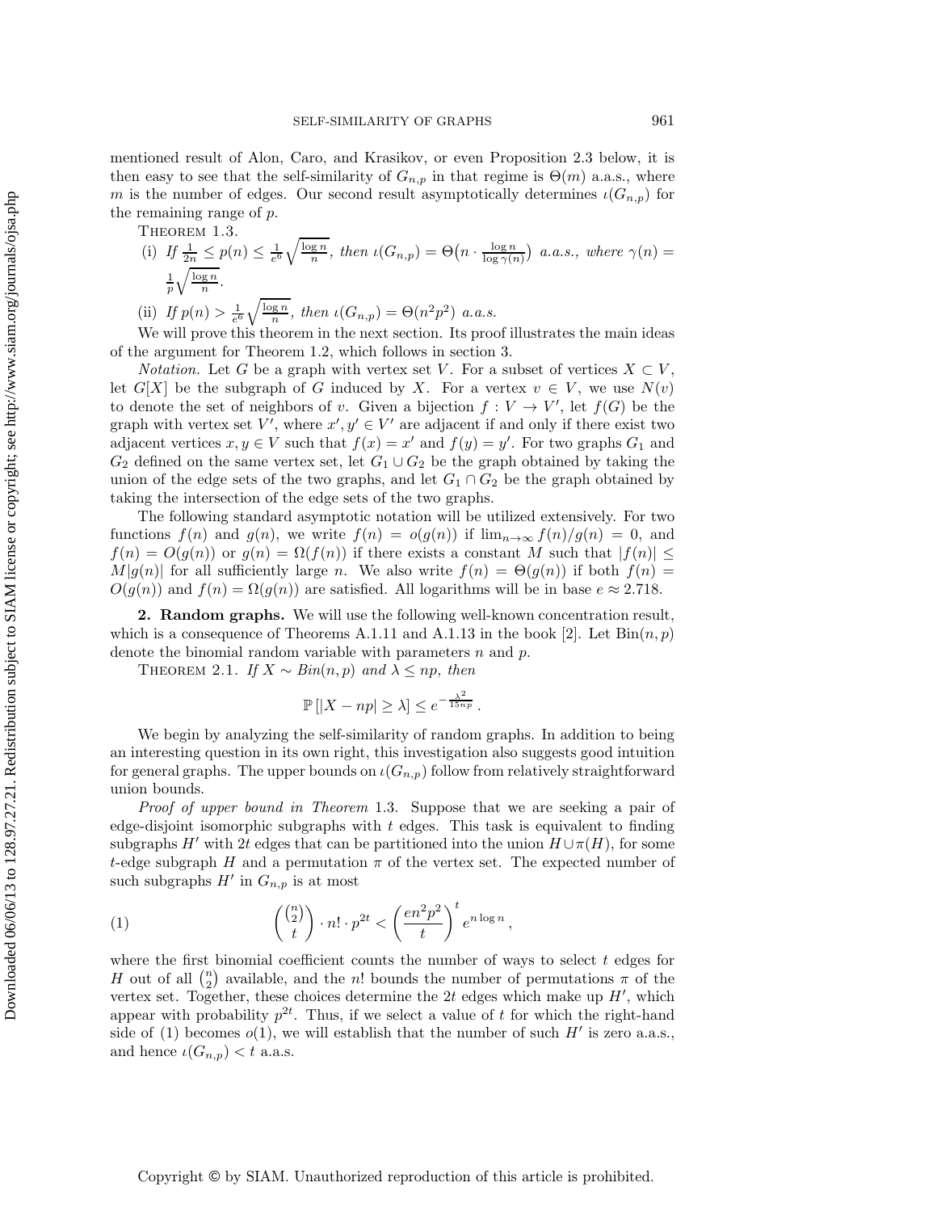mentioned result of Alon, Caro, and Krasikov, or even Proposition 2.3 below, it is then easy to see that the self-similarity of $G_{n,p}$ in that regime is $\Theta(m)$ a.a.s., where $m$ is the number of edges. Our second result asymptotically determines $\iota(G_{n,p})$ for the remaining range of $p$.

THEOREM 1.3.

(i) *If* $\frac{1}{2n} \le p(n) \le \frac{1}{e^6}\sqrt{\frac{\log n}{n}}$, *then* $\iota(G_{n,p}) = \Theta\big(n \cdot \frac{\log n}{\log \gamma(n)}\big)$ *a.a.s., where* $\gamma(n) = \frac{1}{p}\sqrt{\frac{\log n}{n}}$.

(ii) *If* $p(n) > \frac{1}{e^6}\sqrt{\frac{\log n}{n}}$, *then* $\iota(G_{n,p}) = \Theta(n^2p^2)$ *a.a.s.*

We will prove this theorem in the next section. Its proof illustrates the main ideas of the argument for Theorem 1.2, which follows in section 3.

*Notation.* Let $G$ be a graph with vertex set $V$. For a subset of vertices $X \subset V$, let $G[X]$ be the subgraph of $G$ induced by $X$. For a vertex $v \in V$, we use $N(v)$ to denote the set of neighbors of $v$. Given a bijection $f : V \to V'$, let $f(G)$ be the graph with vertex set $V'$, where $x', y' \in V'$ are adjacent if and only if there exist two adjacent vertices $x, y \in V$ such that $f(x) = x'$ and $f(y) = y'$. For two graphs $G_1$ and $G_2$ defined on the same vertex set, let $G_1 \cup G_2$ be the graph obtained by taking the union of the edge sets of the two graphs, and let $G_1 \cap G_2$ be the graph obtained by taking the intersection of the edge sets of the two graphs.

The following standard asymptotic notation will be utilized extensively. For two functions $f(n)$ and $g(n)$, we write $f(n) = o(g(n))$ if $\lim_{n\to\infty} f(n)/g(n) = 0$, and $f(n) = O(g(n))$ or $g(n) = \Omega(f(n))$ if there exists a constant $M$ such that $|f(n)| \le M|g(n)|$ for all sufficiently large $n$. We also write $f(n) = \Theta(g(n))$ if both $f(n) = O(g(n))$ and $f(n) = \Omega(g(n))$ are satisfied. All logarithms will be in base $e \approx 2.718$.

## 2. Random graphs.

We will use the following well-known concentration result, which is a consequence of Theorems A.1.11 and A.1.13 in the book [2]. Let $\mathrm{Bin}(n, p)$ denote the binomial random variable with parameters $n$ and $p$.

THEOREM 2.1. *If* $X \sim Bin(n, p)$ *and* $\lambda \le np$, *then*

$$\mathbb{P}\left[|X - np| \ge \lambda\right] \le e^{-\frac{\lambda^2}{15np}}.$$

We begin by analyzing the self-similarity of random graphs. In addition to being an interesting question in its own right, this investigation also suggests good intuition for general graphs. The upper bounds on $\iota(G_{n,p})$ follow from relatively straightforward union bounds.

*Proof of upper bound in Theorem* 1.3. Suppose that we are seeking a pair of edge-disjoint isomorphic subgraphs with $t$ edges. This task is equivalent to finding subgraphs $H'$ with $2t$ edges that can be partitioned into the union $H \cup \pi(H)$, for some $t$-edge subgraph $H$ and a permutation $\pi$ of the vertex set. The expected number of such subgraphs $H'$ in $G_{n,p}$ is at most

$$\binom{\binom{n}{2}}{t} \cdot n! \cdot p^{2t} < \left(\frac{en^2p^2}{t}\right)^t e^{n \log n}, \tag{1}$$

where the first binomial coefficient counts the number of ways to select $t$ edges for $H$ out of all $\binom{n}{2}$ available, and the $n!$ bounds the number of permutations $\pi$ of the vertex set. Together, these choices determine the $2t$ edges which make up $H'$, which appear with probability $p^{2t}$. Thus, if we select a value of $t$ for which the right-hand side of (1) becomes $o(1)$, we will establish that the number of such $H'$ is zero a.a.s., and hence $\iota(G_{n,p}) < t$ a.a.s.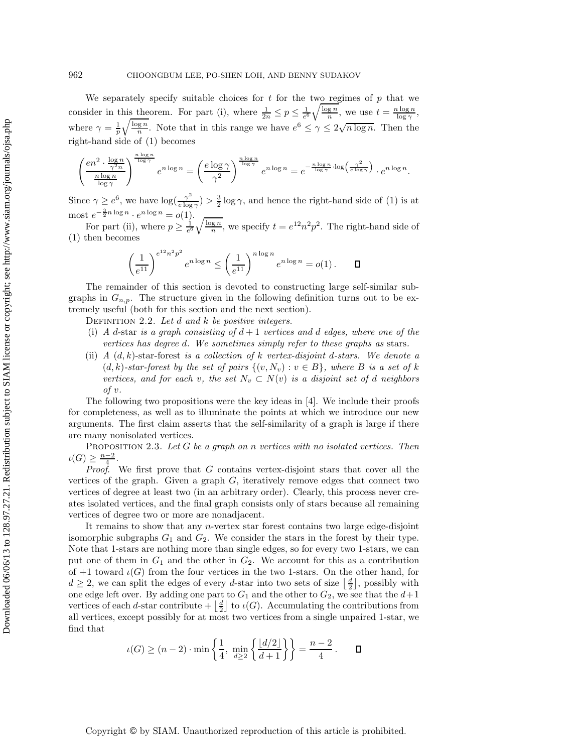We separately specify suitable choices for $t$ for the two regimes of $p$ that we consider in this theorem. For part (i), where $\frac{1}{2n} \le p \le \frac{1}{e^6}\sqrt{\frac{\log n}{n}}$, we use $t = \frac{n \log n}{\log \gamma}$, where $\gamma = \frac{1}{p}\sqrt{\frac{\log n}{n}}$. Note that in this range we have $e^6 \le \gamma \le 2\sqrt{n \log n}$. Then the right-hand side of (1) becomes

$$\left( \frac{en^2 \cdot \frac{\log n}{\gamma^2 n}}{\frac{n \log n}{\log \gamma}} \right)^{\frac{n \log n}{\log \gamma}} e^{n \log n} = \left( \frac{e \log \gamma}{\gamma^2} \right)^{\frac{n \log n}{\log \gamma}} e^{n \log n} = e^{-\frac{n \log n}{\log \gamma} \cdot \log\left(\frac{\gamma^2}{e \log \gamma}\right)} \cdot e^{n \log n}.$$

Since $\gamma \ge e^6$, we have $\log(\frac{\gamma^2}{e \log \gamma}) > \frac{3}{2} \log \gamma$, and hence the right-hand side of (1) is at most $e^{-\frac{3}{2} n \log n} \cdot e^{n \log n} = o(1)$.

For part (ii), where $p \ge \frac{1}{e^6}\sqrt{\frac{\log n}{n}}$, we specify $t = e^{12} n^2 p^2$. The right-hand side of (1) then becomes

$$\left( \frac{1}{e^{11}} \right)^{e^{12} n^2 p^2} e^{n \log n} \le \left( \frac{1}{e^{11}} \right)^{n \log n} e^{n \log n} = o(1)\,. \qquad \square$$

The remainder of this section is devoted to constructing large self-similar subgraphs in $G_{n,p}$. The structure given in the following definition turns out to be extremely useful (both for this section and the next section).

Definition 2.2. *Let $d$ and $k$ be positive integers.*

- (i) *A $d$-*star *is a graph consisting of $d+1$ vertices and $d$ edges, where one of the vertices has degree $d$. We sometimes simply refer to these graphs as* stars.
- (ii) *A $(d,k)$-*star-forest *is a collection of $k$ vertex-disjoint $d$-stars. We denote a $(d,k)$-star-forest by the set of pairs $\{(v, N_v) : v \in B\}$, where $B$ is a set of $k$ vertices, and for each $v$, the set $N_v \subset N(v)$ is a disjoint set of $d$ neighbors of $v$.*

The following two propositions were the key ideas in [4]. We include their proofs for completeness, as well as to illuminate the points at which we introduce our new arguments. The first claim asserts that the self-similarity of a graph is large if there are many nonisolated vertices.

Proposition 2.3. *Let $G$ be a graph on $n$ vertices with no isolated vertices. Then $\iota(G) \ge \frac{n-2}{4}$.*

*Proof.* We first prove that $G$ contains vertex-disjoint stars that cover all the vertices of the graph. Given a graph $G$, iteratively remove edges that connect two vertices of degree at least two (in an arbitrary order). Clearly, this process never creates isolated vertices, and the final graph consists only of stars because all remaining vertices of degree two or more are nonadjacent.

It remains to show that any $n$-vertex star forest contains two large edge-disjoint isomorphic subgraphs $G_1$ and $G_2$. We consider the stars in the forest by their type. Note that 1-stars are nothing more than single edges, so for every two 1-stars, we can put one of them in $G_1$ and the other in $G_2$. We account for this as a contribution of $+1$ toward $\iota(G)$ from the four vertices in the two 1-stars. On the other hand, for $d \ge 2$, we can split the edges of every $d$-star into two sets of size $\lfloor \frac{d}{2} \rfloor$, possibly with one edge left over. By adding one part to $G_1$ and the other to $G_2$, we see that the $d+1$ vertices of each $d$-star contribute $+\lfloor \frac{d}{2} \rfloor$ to $\iota(G)$. Accumulating the contributions from all vertices, except possibly for at most two vertices from a single unpaired 1-star, we find that

$$\iota(G) \ge (n-2) \cdot \min\left\{ \frac{1}{4},\ \min_{d \ge 2}\left\{ \frac{\lfloor d/2 \rfloor}{d+1} \right\} \right\} = \frac{n-2}{4}\,. \qquad \square$$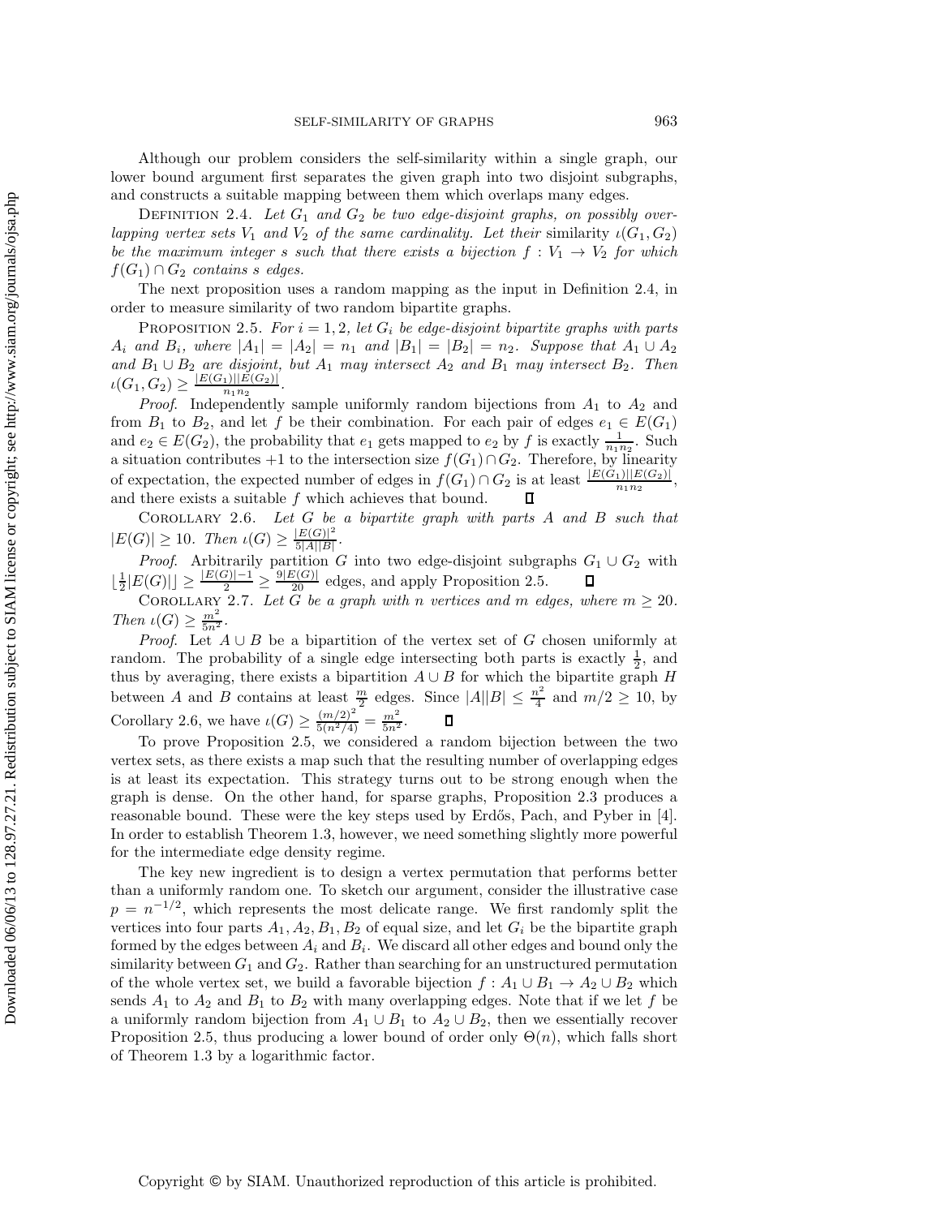Although our problem considers the self-similarity within a single graph, our lower bound argument first separates the given graph into two disjoint subgraphs, and constructs a suitable mapping between them which overlaps many edges.

Definition 2.4. *Let $G_1$ and $G_2$ be two edge-disjoint graphs, on possibly overlapping vertex sets $V_1$ and $V_2$ of the same cardinality. Let their* similarity $\iota(G_1, G_2)$ *be the maximum integer $s$ such that there exists a bijection $f : V_1 \to V_2$ for which $f(G_1) \cap G_2$ contains $s$ edges.*

The next proposition uses a random mapping as the input in Definition 2.4, in order to measure similarity of two random bipartite graphs.

Proposition 2.5. *For $i = 1, 2$, let $G_i$ be edge-disjoint bipartite graphs with parts $A_i$ and $B_i$, where $|A_1| = |A_2| = n_1$ and $|B_1| = |B_2| = n_2$. Suppose that $A_1 \cup A_2$ and $B_1 \cup B_2$ are disjoint, but $A_1$ may intersect $A_2$ and $B_1$ may intersect $B_2$. Then $\iota(G_1, G_2) \geq \frac{|E(G_1)||E(G_2)|}{n_1 n_2}$.*

*Proof.* Independently sample uniformly random bijections from $A_1$ to $A_2$ and from $B_1$ to $B_2$, and let $f$ be their combination. For each pair of edges $e_1 \in E(G_1)$ and $e_2 \in E(G_2)$, the probability that $e_1$ gets mapped to $e_2$ by $f$ is exactly $\frac{1}{n_1 n_2}$. Such a situation contributes $+1$ to the intersection size $f(G_1) \cap G_2$. Therefore, by linearity of expectation, the expected number of edges in $f(G_1) \cap G_2$ is at least $\frac{|E(G_1)||E(G_2)|}{n_1 n_2}$, and there exists a suitable $f$ which achieves that bound. ∎

Corollary 2.6. *Let $G$ be a bipartite graph with parts $A$ and $B$ such that $|E(G)| \geq 10$. Then $\iota(G) \geq \frac{|E(G)|^2}{5|A||B|}$.*

*Proof.* Arbitrarily partition $G$ into two edge-disjoint subgraphs $G_1 \cup G_2$ with $\lfloor \frac{1}{2}|E(G)| \rfloor \geq \frac{|E(G)|-1}{2} \geq \frac{9|E(G)|}{20}$ edges, and apply Proposition 2.5. ∎

Corollary 2.7. *Let $G$ be a graph with $n$ vertices and $m$ edges, where $m \geq 20$. Then $\iota(G) \geq \frac{m^2}{5n^2}$.*

*Proof.* Let $A \cup B$ be a bipartition of the vertex set of $G$ chosen uniformly at random. The probability of a single edge intersecting both parts is exactly $\frac{1}{2}$, and thus by averaging, there exists a bipartition $A \cup B$ for which the bipartite graph $H$ between $A$ and $B$ contains at least $\frac{m}{2}$ edges. Since $|A||B| \leq \frac{n^2}{4}$ and $m/2 \geq 10$, by Corollary 2.6, we have $\iota(G) \geq \frac{(m/2)^2}{5(n^2/4)} = \frac{m^2}{5n^2}$. ∎

To prove Proposition 2.5, we considered a random bijection between the two vertex sets, as there exists a map such that the resulting number of overlapping edges is at least its expectation. This strategy turns out to be strong enough when the graph is dense. On the other hand, for sparse graphs, Proposition 2.3 produces a reasonable bound. These were the key steps used by Erdős, Pach, and Pyber in [4]. In order to establish Theorem 1.3, however, we need something slightly more powerful for the intermediate edge density regime.

The key new ingredient is to design a vertex permutation that performs better than a uniformly random one. To sketch our argument, consider the illustrative case $p = n^{-1/2}$, which represents the most delicate range. We first randomly split the vertices into four parts $A_1, A_2, B_1, B_2$ of equal size, and let $G_i$ be the bipartite graph formed by the edges between $A_i$ and $B_i$. We discard all other edges and bound only the similarity between $G_1$ and $G_2$. Rather than searching for an unstructured permutation of the whole vertex set, we build a favorable bijection $f : A_1 \cup B_1 \to A_2 \cup B_2$ which sends $A_1$ to $A_2$ and $B_1$ to $B_2$ with many overlapping edges. Note that if we let $f$ be a uniformly random bijection from $A_1 \cup B_1$ to $A_2 \cup B_2$, then we essentially recover Proposition 2.5, thus producing a lower bound of order only $\Theta(n)$, which falls short of Theorem 1.3 by a logarithmic factor.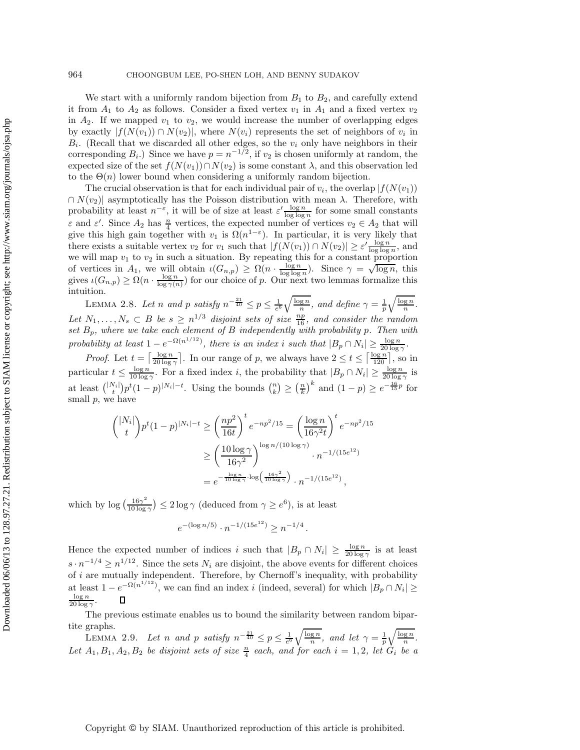We start with a uniformly random bijection from $B_1$ to $B_2$, and carefully extend it from $A_1$ to $A_2$ as follows. Consider a fixed vertex $v_1$ in $A_1$ and a fixed vertex $v_2$ in $A_2$. If we mapped $v_1$ to $v_2$, we would increase the number of overlapping edges by exactly $|f(N(v_1)) \cap N(v_2)|$, where $N(v_i)$ represents the set of neighbors of $v_i$ in $B_i$. (Recall that we discarded all other edges, so the $v_i$ only have neighbors in their corresponding $B_i$.) Since we have $p = n^{-1/2}$, if $v_2$ is chosen uniformly at random, the expected size of the set $f(N(v_1)) \cap N(v_2)$ is some constant $\lambda$, and this observation led to the $\Theta(n)$ lower bound when considering a uniformly random bijection.

The crucial observation is that for each individual pair of $v_i$, the overlap $|f(N(v_1)) \cap N(v_2)|$ asymptotically has the Poisson distribution with mean $\lambda$. Therefore, with probability at least $n^{-\varepsilon}$, it will be of size at least $\varepsilon' \frac{\log n}{\log \log n}$ for some small constants $\varepsilon$ and $\varepsilon'$. Since $A_2$ has $\frac{n}{4}$ vertices, the expected number of vertices $v_2 \in A_2$ that will give this high gain together with $v_1$ is $\Omega(n^{1-\varepsilon})$. In particular, it is very likely that there exists a suitable vertex $v_2$ for $v_1$ such that $|f(N(v_1)) \cap N(v_2)| \geq \varepsilon' \frac{\log n}{\log \log n}$, and we will map $v_1$ to $v_2$ in such a situation. By repeating this for a constant proportion of vertices in $A_1$, we will obtain $\iota(G_{n,p}) \geq \Omega(n \cdot \frac{\log n}{\log \log n})$. Since $\gamma = \sqrt{\log n}$, this gives $\iota(G_{n,p}) \geq \Omega(n \cdot \frac{\log n}{\log \gamma(n)})$ for our choice of $p$. Our next two lemmas formalize this intuition.

**Lemma 2.8.** *Let $n$ and $p$ satisfy $n^{-\frac{21}{40}} \leq p \leq \frac{1}{e^6}\sqrt{\frac{\log n}{n}}$, and define $\gamma = \frac{1}{p}\sqrt{\frac{\log n}{n}}$. Let $N_1, \ldots, N_s \subset B$ be $s \geq n^{1/3}$ disjoint sets of size $\frac{np}{16}$, and consider the random set $B_p$, where we take each element of $B$ independently with probability $p$. Then with probability at least $1 - e^{-\Omega(n^{1/12})}$, there is an index $i$ such that $|B_p \cap N_i| \geq \frac{\log n}{20 \log \gamma}$.*

*Proof.* Let $t = \left\lceil \frac{\log n}{20 \log \gamma} \right\rceil$. In our range of $p$, we always have $2 \leq t \leq \left\lceil \frac{\log n}{120} \right\rceil$, so in particular $t \leq \frac{\log n}{10 \log \gamma}$. For a fixed index $i$, the probability that $|B_p \cap N_i| \geq \frac{\log n}{20 \log \gamma}$ is at least $\binom{|N_i|}{t} p^t (1-p)^{|N_i| - t}$. Using the bounds $\binom{n}{k} \geq \left(\frac{n}{k}\right)^k$ and $(1-p) \geq e^{-\frac{16}{15}p}$ for small $p$, we have

$$
\begin{aligned}
\binom{|N_i|}{t} p^t (1-p)^{|N_i|-t} &\geq \left(\frac{np^2}{16t}\right)^t e^{-np^2/15} = \left(\frac{\log n}{16\gamma^2 t}\right)^t e^{-np^2/15} \\
&\geq \left(\frac{10 \log \gamma}{16 \gamma^2}\right)^{\log n/(10 \log \gamma)} \cdot n^{-1/(15e^{12})} \\
&= e^{-\frac{\log n}{10 \log \gamma} \cdot \log\left(\frac{16\gamma^2}{10 \log \gamma}\right)} \cdot n^{-1/(15e^{12})},
\end{aligned}
$$

which by $\log\left(\frac{16\gamma^2}{10 \log \gamma}\right) \leq 2 \log \gamma$ (deduced from $\gamma \geq e^6$), is at least

$$
e^{-(\log n/5)} \cdot n^{-1/(15e^{12})} \geq n^{-1/4}.
$$

Hence the expected number of indices $i$ such that $|B_p \cap N_i| \geq \frac{\log n}{20 \log \gamma}$ is at least $s \cdot n^{-1/4} \geq n^{1/12}$. Since the sets $N_i$ are disjoint, the above events for different choices of $i$ are mutually independent. Therefore, by Chernoff's inequality, with probability at least $1 - e^{-\Omega(n^{1/12})}$, we can find an index $i$ (indeed, several) for which $|B_p \cap N_i| \geq \frac{\log n}{20 \log \gamma}$. $\square$

The previous estimate enables us to bound the similarity between random bipartite graphs.

**Lemma 2.9.** *Let $n$ and $p$ satisfy $n^{-\frac{21}{40}} \leq p \leq \frac{1}{e^6}\sqrt{\frac{\log n}{n}}$, and let $\gamma = \frac{1}{p}\sqrt{\frac{\log n}{n}}$. Let $A_1, B_1, A_2, B_2$ be disjoint sets of size $\frac{n}{4}$ each, and for each $i = 1, 2$, let $G_i$ be a*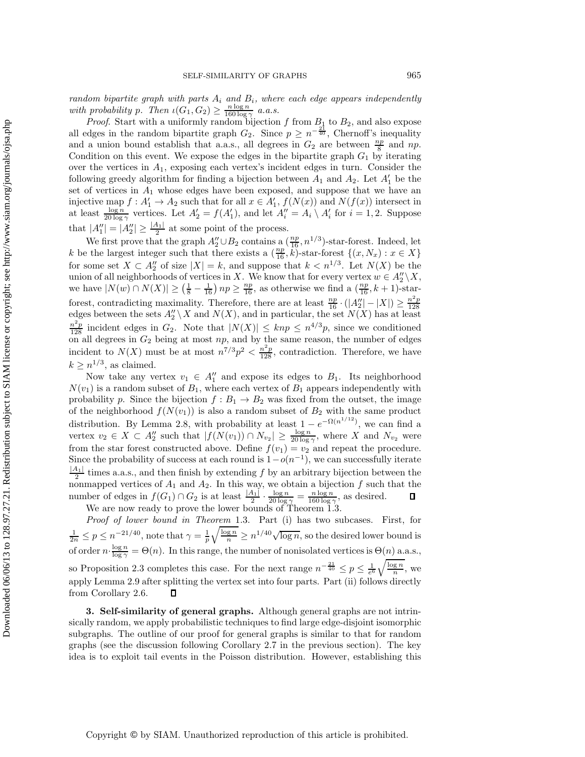*random bipartite graph with parts $A_i$ and $B_i$, where each edge appears independently with probability $p$. Then $\iota(G_1, G_2) \geq \frac{n \log n}{160 \log \gamma}$ a.a.s.*

*Proof*. Start with a uniformly random bijection $f$ from $B_1$ to $B_2$, and also expose all edges in the random bipartite graph $G_2$. Since $p \geq n^{-\frac{21}{40}}$, Chernoff's inequality and a union bound establish that a.a.s., all degrees in $G_2$ are between $\frac{np}{8}$ and $np$. Condition on this event. We expose the edges in the bipartite graph $G_1$ by iterating over the vertices in $A_1$, exposing each vertex's incident edges in turn. Consider the following greedy algorithm for finding a bijection between $A_1$ and $A_2$. Let $A_1'$ be the set of vertices in $A_1$ whose edges have been exposed, and suppose that we have an injective map $f : A_1' \to A_2$ such that for all $x \in A_1'$, $f(N(x))$ and $N(f(x))$ intersect in at least $\frac{\log n}{20 \log \gamma}$ vertices. Let $A_2' = f(A_1')$, and let $A_i'' = A_i \setminus A_i'$ for $i = 1, 2$. Suppose that $|A_1''| = |A_2''| \geq \frac{|A_1|}{2}$ at some point of the process.

We first prove that the graph $A_2'' \cup B_2$ contains a $(\frac{np}{16}, n^{1/3})$-star-forest. Indeed, let $k$ be the largest integer such that there exists a $(\frac{np}{16}, k)$-star-forest $\{(x, N_x) : x \in X\}$ for some set $X \subset A_2''$ of size $|X| = k$, and suppose that $k < n^{1/3}$. Let $N(X)$ be the union of all neighborhoods of vertices in $X$. We know that for every vertex $w \in A_2'' \setminus X$, we have $|N(w) \cap N(X)| \geq \left(\frac{1}{8} - \frac{1}{16}\right) np \geq \frac{np}{16}$, as otherwise we find a $(\frac{np}{16}, k+1)$-star-forest, contradicting maximality. Therefore, there are at least $\frac{np}{16} \cdot (|A_2''| - |X|) \geq \frac{n^2 p}{128}$ edges between the sets $A_2'' \setminus X$ and $N(X)$, and in particular, the set $N(X)$ has at least $\frac{n^2 p}{128}$ incident edges in $G_2$. Note that $|N(X)| \leq knp \leq n^{4/3} p$, since we conditioned on all degrees in $G_2$ being at most $np$, and by the same reason, the number of edges incident to $N(X)$ must be at most $n^{7/3} p^2 < \frac{n^2 p}{128}$, contradiction. Therefore, we have $k \geq n^{1/3}$, as claimed.

Now take any vertex $v_1 \in A_1''$ and expose its edges to $B_1$. Its neighborhood $N(v_1)$ is a random subset of $B_1$, where each vertex of $B_1$ appears independently with probability $p$. Since the bijection $f : B_1 \to B_2$ was fixed from the outset, the image of the neighborhood $f(N(v_1))$ is also a random subset of $B_2$ with the same product distribution. By Lemma 2.8, with probability at least $1 - e^{-\Omega(n^{1/12})}$, we can find a vertex $v_2 \in X \subset A_2''$ such that $|f(N(v_1)) \cap N_{v_2}| \geq \frac{\log n}{20 \log \gamma}$, where $X$ and $N_{v_2}$ were from the star forest constructed above. Define $f(v_1) = v_2$ and repeat the procedure. Since the probability of success at each round is $1 - o(n^{-1})$, we can successfully iterate $\frac{|A_1|}{2}$ times a.a.s., and then finish by extending $f$ by an arbitrary bijection between the nonmapped vertices of $A_1$ and $A_2$. In this way, we obtain a bijection $f$ such that the number of edges in $f(G_1) \cap G_2$ is at least $\frac{|A_1|}{2} \cdot \frac{\log n}{20 \log \gamma} = \frac{n \log n}{160 \log \gamma}$, as desired. ∎

We are now ready to prove the lower bounds of Theorem 1.3.

*Proof of lower bound in Theorem* 1.3. Part (i) has two subcases. First, for $\frac{1}{2n} \leq p \leq n^{-21/40}$, note that $\gamma = \frac{1}{p}\sqrt{\frac{\log n}{n}} \geq n^{1/40}\sqrt{\log n}$, so the desired lower bound is of order $n \cdot \frac{\log n}{\log \gamma} = \Theta(n)$. In this range, the number of nonisolated vertices is $\Theta(n)$ a.a.s., so Proposition 2.3 completes this case. For the next range $n^{-\frac{21}{40}} \leq p \leq \frac{1}{e^6}\sqrt{\frac{\log n}{n}}$, we apply Lemma 2.9 after splitting the vertex set into four parts. Part (ii) follows directly from Corollary 2.6. ∎

## 3. Self-similarity of general graphs.

Although general graphs are not intrinsically random, we apply probabilistic techniques to find large edge-disjoint isomorphic subgraphs. The outline of our proof for general graphs is similar to that for random graphs (see the discussion following Corollary 2.7 in the previous section). The key idea is to exploit tail events in the Poisson distribution. However, establishing this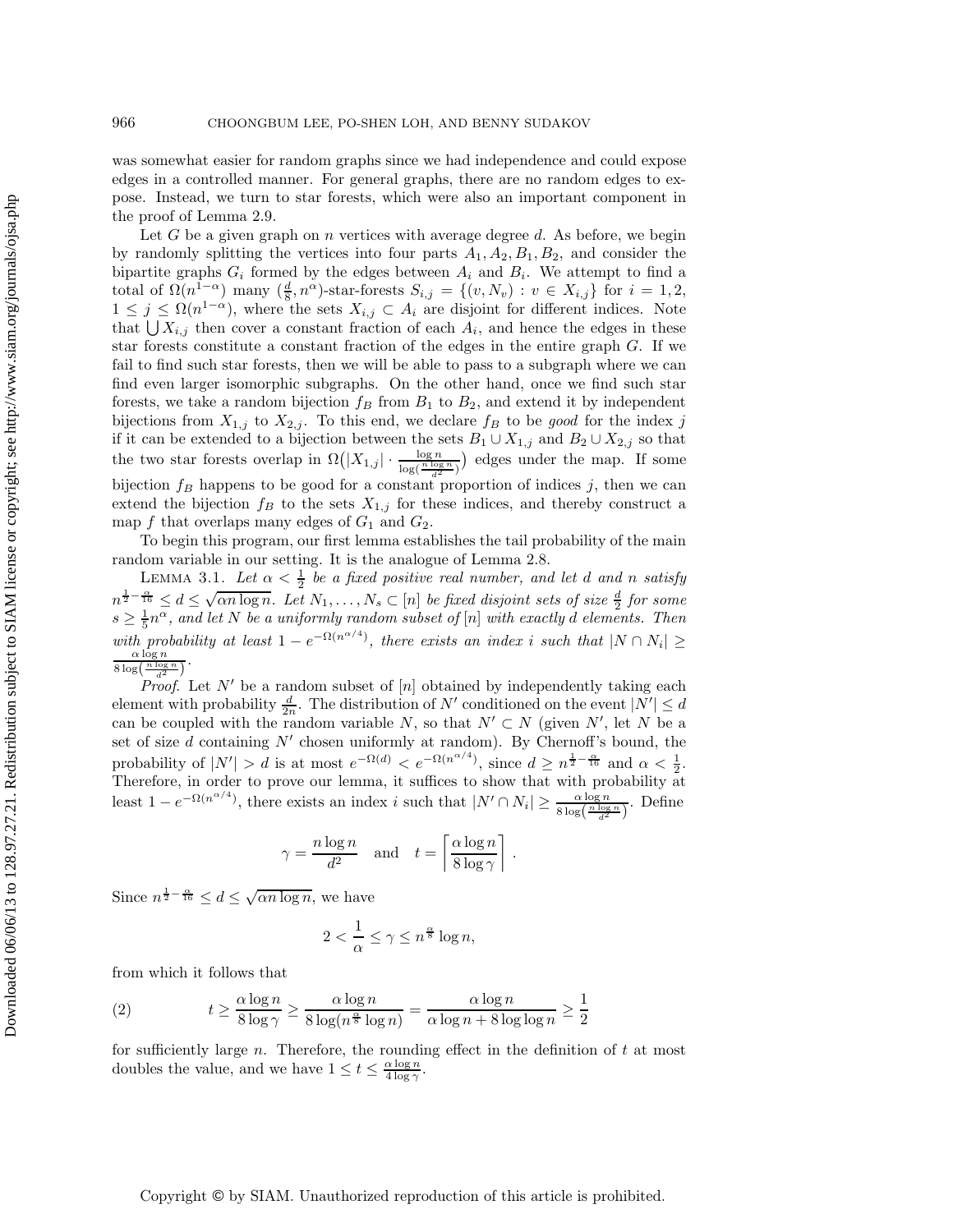was somewhat easier for random graphs since we had independence and could expose edges in a controlled manner. For general graphs, there are no random edges to expose. Instead, we turn to star forests, which were also an important component in the proof of Lemma 2.9.

Let $G$ be a given graph on $n$ vertices with average degree $d$. As before, we begin by randomly splitting the vertices into four parts $A_1, A_2, B_1, B_2$, and consider the bipartite graphs $G_i$ formed by the edges between $A_i$ and $B_i$. We attempt to find a total of $\Omega(n^{1-\alpha})$ many $(\frac{d}{8}, n^{\alpha})$-star-forests $S_{i,j} = \{(v, N_v) : v \in X_{i,j}\}$ for $i = 1, 2$, $1 \le j \le \Omega(n^{1-\alpha})$, where the sets $X_{i,j} \subset A_i$ are disjoint for different indices. Note that $\bigcup X_{i,j}$ then cover a constant fraction of each $A_i$, and hence the edges in these star forests constitute a constant fraction of the edges in the entire graph $G$. If we fail to find such star forests, then we will be able to pass to a subgraph where we can find even larger isomorphic subgraphs. On the other hand, once we find such star forests, we take a random bijection $f_B$ from $B_1$ to $B_2$, and extend it by independent bijections from $X_{1,j}$ to $X_{2,j}$. To this end, we declare $f_B$ to be *good* for the index $j$ if it can be extended to a bijection between the sets $B_1 \cup X_{1,j}$ and $B_2 \cup X_{2,j}$ so that the two star forests overlap in $\Omega\big(|X_{1,j}| \cdot \frac{\log n}{\log(\frac{n \log n}{d^2})}\big)$ edges under the map. If some bijection $f_B$ happens to be good for a constant proportion of indices $j$, then we can extend the bijection $f_B$ to the sets $X_{1,j}$ for these indices, and thereby construct a map $f$ that overlaps many edges of $G_1$ and $G_2$.

To begin this program, our first lemma establishes the tail probability of the main random variable in our setting. It is the analogue of Lemma 2.8.

LEMMA 3.1. *Let $\alpha < \frac{1}{2}$ be a fixed positive real number, and let $d$ and $n$ satisfy $n^{\frac{1}{2}-\frac{\alpha}{16}} \le d \le \sqrt{\alpha n \log n}$. Let $N_1, \ldots, N_s \subset [n]$ be fixed disjoint sets of size $\frac{d}{2}$ for some $s \ge \frac{1}{5}n^{\alpha}$, and let $N$ be a uniformly random subset of $[n]$ with exactly $d$ elements. Then with probability at least $1 - e^{-\Omega(n^{\alpha/4})}$, there exists an index $i$ such that $|N \cap N_i| \ge \frac{\alpha \log n}{8 \log\left(\frac{n \log n}{d^2}\right)}$.*

*Proof.* Let $N'$ be a random subset of $[n]$ obtained by independently taking each element with probability $\frac{d}{2n}$. The distribution of $N'$ conditioned on the event $|N'| \le d$ can be coupled with the random variable $N$, so that $N' \subset N$ (given $N'$, let $N$ be a set of size $d$ containing $N'$ chosen uniformly at random). By Chernoff's bound, the probability of $|N'| > d$ is at most $e^{-\Omega(d)} < e^{-\Omega(n^{\alpha/4})}$, since $d \ge n^{\frac{1}{2}-\frac{\alpha}{16}}$ and $\alpha < \frac{1}{2}$. Therefore, in order to prove our lemma, it suffices to show that with probability at least $1 - e^{-\Omega(n^{\alpha/4})}$, there exists an index $i$ such that $|N' \cap N_i| \ge \frac{\alpha \log n}{8 \log\left(\frac{n \log n}{d^2}\right)}$. Define

$$\gamma = \frac{n \log n}{d^2} \quad \text{and} \quad t = \left\lceil \frac{\alpha \log n}{8 \log \gamma} \right\rceil .$$

Since $n^{\frac{1}{2}-\frac{\alpha}{16}} \le d \le \sqrt{\alpha n \log n}$, we have

$$2 < \frac{1}{\alpha} \le \gamma \le n^{\frac{\alpha}{8}} \log n,$$

from which it follows that

$$t \ge \frac{\alpha \log n}{8 \log \gamma} \ge \frac{\alpha \log n}{8 \log(n^{\frac{\alpha}{8}} \log n)} = \frac{\alpha \log n}{\alpha \log n + 8 \log \log n} \ge \frac{1}{2} \tag{2}$$

for sufficiently large $n$. Therefore, the rounding effect in the definition of $t$ at most doubles the value, and we have $1 \le t \le \frac{\alpha \log n}{4 \log \gamma}$.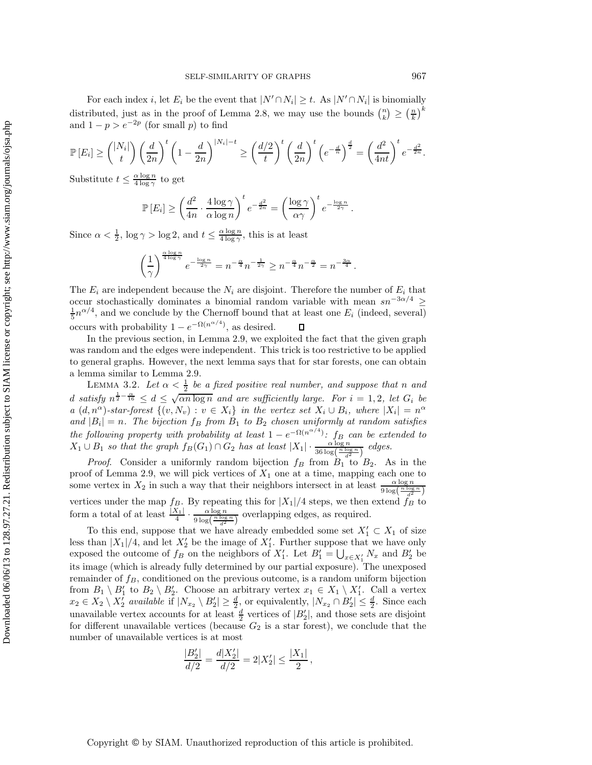For each index $i$, let $E_i$ be the event that $|N' \cap N_i| \geq t$. As $|N' \cap N_i|$ is binomially distributed, just as in the proof of Lemma 2.8, we may use the bounds $\binom{n}{k} \geq \left(\frac{n}{k}\right)^k$ and $1 - p > e^{-2p}$ (for small $p$) to find

$$\mathbb{P}[E_i] \geq \binom{|N_i|}{t} \left(\frac{d}{2n}\right)^t \left(1 - \frac{d}{2n}\right)^{|N_i| - t} \geq \left(\frac{d/2}{t}\right)^t \left(\frac{d}{2n}\right)^t \left(e^{-\frac{d}{n}}\right)^{\frac{d}{2}} = \left(\frac{d^2}{4nt}\right)^t e^{-\frac{d^2}{2n}}.$$

Substitute $t \leq \frac{\alpha \log n}{4 \log \gamma}$ to get

$$\mathbb{P}[E_i] \geq \left(\frac{d^2}{4n} \cdot \frac{4 \log \gamma}{\alpha \log n}\right)^t e^{-\frac{d^2}{2n}} = \left(\frac{\log \gamma}{\alpha \gamma}\right)^t e^{-\frac{\log n}{2\gamma}}.$$

Since $\alpha < \frac{1}{2}$, $\log \gamma > \log 2$, and $t \leq \frac{\alpha \log n}{4 \log \gamma}$, this is at least

$$\left(\frac{1}{\gamma}\right)^{\frac{\alpha \log n}{4 \log \gamma}} e^{-\frac{\log n}{2\gamma}} = n^{-\frac{\alpha}{4}} n^{-\frac{1}{2\gamma}} \geq n^{-\frac{\alpha}{4}} n^{-\frac{\alpha}{2}} = n^{-\frac{3\alpha}{4}}.$$

The $E_i$ are independent because the $N_i$ are disjoint. Therefore the number of $E_i$ that occur stochastically dominates a binomial random variable with mean $sn^{-3\alpha/4} \geq \frac{1}{5} n^{\alpha/4}$, and we conclude by the Chernoff bound that at least one $E_i$ (indeed, several) occurs with probability $1 - e^{-\Omega(n^{\alpha/4})}$, as desired. □

In the previous section, in Lemma 2.9, we exploited the fact that the given graph was random and the edges were independent. This trick is too restrictive to be applied to general graphs. However, the next lemma says that for star forests, one can obtain a lemma similar to Lemma 2.9.

Lemma 3.2. *Let $\alpha < \frac{1}{2}$ be a fixed positive real number, and suppose that $n$ and $d$ satisfy $n^{\frac{1}{2} - \frac{\alpha}{16}} \leq d \leq \sqrt{\alpha n \log n}$ and are sufficiently large. For $i = 1, 2$, let $G_i$ be a $(d, n^\alpha)$-star-forest $\{(v, N_v) : v \in X_i\}$ in the vertex set $X_i \cup B_i$, where $|X_i| = n^\alpha$ and $|B_i| = n$. The bijection $f_B$ from $B_1$ to $B_2$ chosen uniformly at random satisfies the following property with probability at least $1 - e^{-\Omega(n^{\alpha/4})}$: $f_B$ can be extended to $X_1 \cup B_1$ so that the graph $f_B(G_1) \cap G_2$ has at least $|X_1| \cdot \frac{\alpha \log n}{36 \log\left(\frac{n \log n}{d^2}\right)}$ edges.*

*Proof.* Consider a uniformly random bijection $f_B$ from $B_1$ to $B_2$. As in the proof of Lemma 2.9, we will pick vertices of $X_1$ one at a time, mapping each one to some vertex in $X_2$ in such a way that their neighbors intersect in at least $\frac{\alpha \log n}{9 \log\left(\frac{n \log n}{d^2}\right)}$ vertices under the map $f_B$. By repeating this for $|X_1|/4$ steps, we then extend $f_B$ to form a total of at least $\frac{|X_1|}{4} \cdot \frac{\alpha \log n}{9 \log\left(\frac{n \log n}{d^2}\right)}$ overlapping edges, as required.

To this end, suppose that we have already embedded some set $X_1' \subset X_1$ of size less than $|X_1|/4$, and let $X_2'$ be the image of $X_1'$. Further suppose that we have only exposed the outcome of $f_B$ on the neighbors of $X_1'$. Let $B_1' = \bigcup_{x \in X_1'} N_x$ and $B_2'$ be its image (which is already fully determined by our partial exposure). The unexposed remainder of $f_B$, conditioned on the previous outcome, is a random uniform bijection from $B_1 \setminus B_1'$ to $B_2 \setminus B_2'$. Choose an arbitrary vertex $x_1 \in X_1 \setminus X_1'$. Call a vertex $x_2 \in X_2 \setminus X_2'$ *available* if $|N_{x_2} \setminus B_2'| \geq \frac{d}{2}$, or equivalently, $|N_{x_2} \cap B_2'| \leq \frac{d}{2}$. Since each unavailable vertex accounts for at least $\frac{d}{2}$ vertices of $|B_2'|$, and those sets are disjoint for different unavailable vertices (because $G_2$ is a star forest), we conclude that the number of unavailable vertices is at most

$$\frac{|B_2'|}{d/2} = \frac{d|X_2'|}{d/2} = 2|X_2'| \leq \frac{|X_1|}{2},$$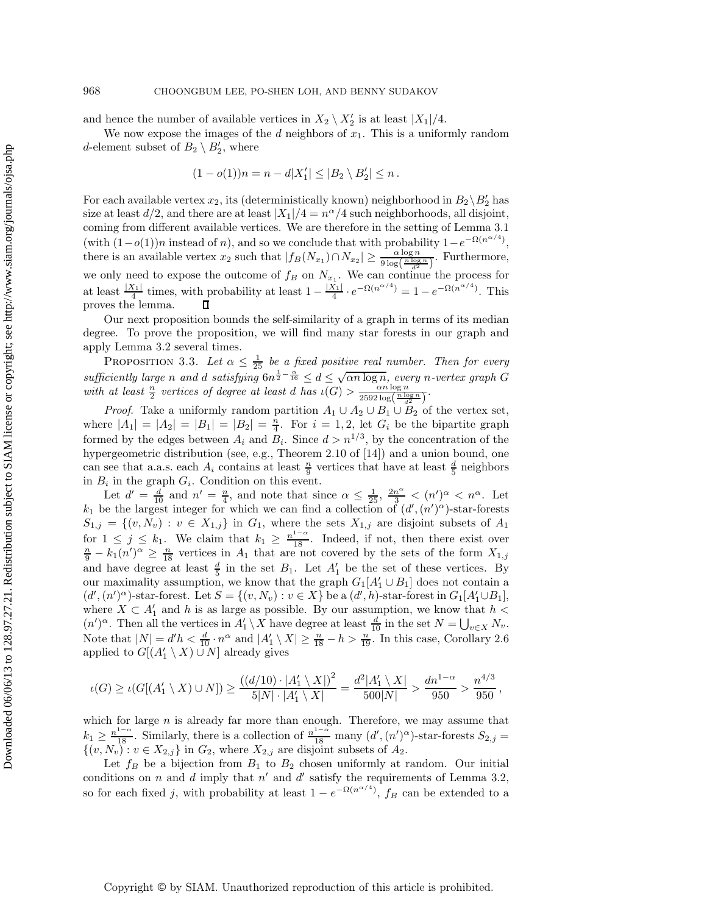and hence the number of available vertices in $X_2 \setminus X_2'$ is at least $|X_1|/4$.

We now expose the images of the $d$ neighbors of $x_1$. This is a uniformly random $d$-element subset of $B_2 \setminus B_2'$, where

$$(1 - o(1))n = n - d|X_1'| \le |B_2 \setminus B_2'| \le n\,.$$

For each available vertex $x_2$, its (deterministically known) neighborhood in $B_2 \setminus B_2'$ has size at least $d/2$, and there are at least $|X_1|/4 = n^{\alpha}/4$ such neighborhoods, all disjoint, coming from different available vertices. We are therefore in the setting of Lemma 3.1 (with $(1-o(1))n$ instead of $n$), and so we conclude that with probability $1 - e^{-\Omega(n^{\alpha/4})}$, there is an available vertex $x_2$ such that $|f_B(N_{x_1}) \cap N_{x_2}| \ge \frac{\alpha \log n}{9 \log\left(\frac{n \log n}{d^2}\right)}$. Furthermore, we only need to expose the outcome of $f_B$ on $N_{x_1}$. We can continue the process for at least $\frac{|X_1|}{4}$ times, with probability at least $1 - \frac{|X_1|}{4} \cdot e^{-\Omega(n^{\alpha/4})} = 1 - e^{-\Omega(n^{\alpha/4})}$. This proves the lemma. $\square$

Our next proposition bounds the self-similarity of a graph in terms of its median degree. To prove the proposition, we will find many star forests in our graph and apply Lemma 3.2 several times.

PROPOSITION 3.3. *Let $\alpha \le \frac{1}{25}$ be a fixed positive real number. Then for every sufficiently large $n$ and $d$ satisfying $6n^{\frac{1}{2} - \frac{\alpha}{16}} \le d \le \sqrt{\alpha n \log n}$, every $n$-vertex graph $G$ with at least $\frac{n}{2}$ vertices of degree at least $d$ has $\iota(G) > \frac{\alpha n \log n}{2592 \log\left(\frac{n \log n}{d^2}\right)}$.*

*Proof*. Take a uniformly random partition $A_1 \cup A_2 \cup B_1 \cup B_2$ of the vertex set, where $|A_1| = |A_2| = |B_1| = |B_2| = \frac{n}{4}$. For $i = 1, 2$, let $G_i$ be the bipartite graph formed by the edges between $A_i$ and $B_i$. Since $d > n^{1/3}$, by the concentration of the hypergeometric distribution (see, e.g., Theorem 2.10 of [14]) and a union bound, one can see that a.a.s. each $A_i$ contains at least $\frac{n}{9}$ vertices that have at least $\frac{d}{5}$ neighbors in $B_i$ in the graph $G_i$. Condition on this event.

Let $d' = \frac{d}{10}$ and $n' = \frac{n}{4}$, and note that since $\alpha \le \frac{1}{25}$, $\frac{2n^{\alpha}}{3} < (n')^{\alpha} < n^{\alpha}$. Let $k_1$ be the largest integer for which we can find a collection of $(d', (n')^{\alpha})$-star-forests $S_{1,j} = \{(v, N_v) : v \in X_{1,j}\}$ in $G_1$, where the sets $X_{1,j}$ are disjoint subsets of $A_1$ for $1 \le j \le k_1$. We claim that $k_1 \ge \frac{n^{1-\alpha}}{18}$. Indeed, if not, then there exist over $\frac{n}{9} - k_1(n')^{\alpha} \ge \frac{n}{18}$ vertices in $A_1$ that are not covered by the sets of the form $X_{1,j}$ and have degree at least $\frac{d}{5}$ in the set $B_1$. Let $A_1'$ be the set of these vertices. By our maximality assumption, we know that the graph $G_1[A_1' \cup B_1]$ does not contain a $(d', (n')^{\alpha})$-star-forest. Let $S = \{(v, N_v) : v \in X\}$ be a $(d', h)$-star-forest in $G_1[A_1' \cup B_1]$, where $X \subset A_1'$ and $h$ is as large as possible. By our assumption, we know that $h < (n')^{\alpha}$. Then all the vertices in $A_1' \setminus X$ have degree at least $\frac{d}{10}$ in the set $N = \bigcup_{v \in X} N_v$. Note that $|N| = d'h < \frac{d}{10} \cdot n^{\alpha}$ and $|A_1' \setminus X| \ge \frac{n}{18} - h > \frac{n}{19}$. In this case, Corollary 2.6 applied to $G[(A_1' \setminus X) \cup N]$ already gives

$$\iota(G) \ge \iota(G[(A_1' \setminus X) \cup N]) \ge \frac{\left((d/10) \cdot |A_1' \setminus X|\right)^2}{5|N| \cdot |A_1' \setminus X|} = \frac{d^2 |A_1' \setminus X|}{500|N|} > \frac{dn^{1-\alpha}}{950} > \frac{n^{4/3}}{950}\,,$$

which for large $n$ is already far more than enough. Therefore, we may assume that $k_1 \ge \frac{n^{1-\alpha}}{18}$. Similarly, there is a collection of $\frac{n^{1-\alpha}}{18}$ many $(d', (n')^{\alpha})$-star-forests $S_{2,j} = \{(v, N_v) : v \in X_{2,j}\}$ in $G_2$, where $X_{2,j}$ are disjoint subsets of $A_2$.

Let $f_B$ be a bijection from $B_1$ to $B_2$ chosen uniformly at random. Our initial conditions on $n$ and $d$ imply that $n'$ and $d'$ satisfy the requirements of Lemma 3.2, so for each fixed $j$, with probability at least $1 - e^{-\Omega(n^{\alpha/4})}$, $f_B$ can be extended to a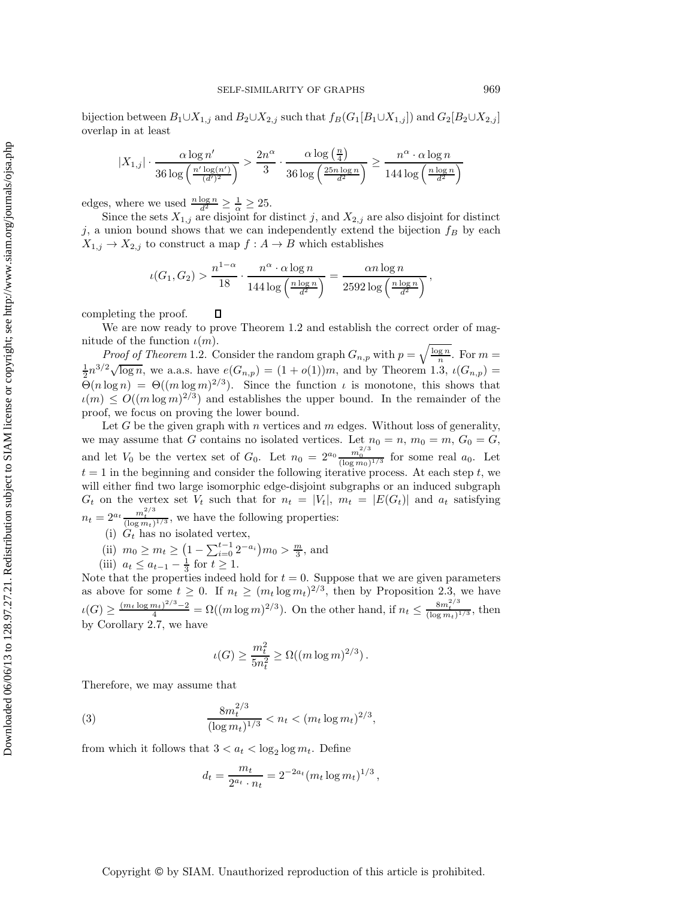bijection between $B_1 \cup X_{1,j}$ and $B_2 \cup X_{2,j}$ such that $f_B(G_1[B_1 \cup X_{1,j}])$ and $G_2[B_2 \cup X_{2,j}]$ overlap in at least

$$|X_{1,j}| \cdot \frac{\alpha \log n'}{36 \log\left(\frac{n' \log(n')}{(d')^2}\right)} > \frac{2n^{\alpha}}{3} \cdot \frac{\alpha \log\left(\frac{n}{4}\right)}{36 \log\left(\frac{25 n \log n}{d^2}\right)} \geq \frac{n^{\alpha} \cdot \alpha \log n}{144 \log\left(\frac{n \log n}{d^2}\right)}$$

edges, where we used $\frac{n \log n}{d^2} \geq \frac{1}{\alpha} \geq 25$.

Since the sets $X_{1,j}$ are disjoint for distinct $j$, and $X_{2,j}$ are also disjoint for distinct $j$, a union bound shows that we can independently extend the bijection $f_B$ by each $X_{1,j} \to X_{2,j}$ to construct a map $f : A \to B$ which establishes

$$\iota(G_1, G_2) > \frac{n^{1-\alpha}}{18} \cdot \frac{n^{\alpha} \cdot \alpha \log n}{144 \log\left(\frac{n \log n}{d^2}\right)} = \frac{\alpha n \log n}{2592 \log\left(\frac{n \log n}{d^2}\right)},$$

completing the proof. $\square$

We are now ready to prove Theorem 1.2 and establish the correct order of magnitude of the function $\iota(m)$.

*Proof of Theorem* 1.2. Consider the random graph $G_{n,p}$ with $p = \sqrt{\frac{\log n}{n}}$. For $m = \frac{1}{2} n^{3/2} \sqrt{\log n}$, we a.a.s. have $e(G_{n,p}) = (1 + o(1))m$, and by Theorem 1.3, $\iota(G_{n,p}) = \Theta(n \log n) = \Theta((m \log m)^{2/3})$. Since the function $\iota$ is monotone, this shows that $\iota(m) \leq O((m \log m)^{2/3})$ and establishes the upper bound. In the remainder of the proof, we focus on proving the lower bound.

Let $G$ be the given graph with $n$ vertices and $m$ edges. Without loss of generality, we may assume that $G$ contains no isolated vertices. Let $n_0 = n$, $m_0 = m$, $G_0 = G$, and let $V_0$ be the vertex set of $G_0$. Let $n_0 = 2^{a_0} \frac{m_0^{2/3}}{(\log m_0)^{1/3}}$ for some real $a_0$. Let $t = 1$ in the beginning and consider the following iterative process. At each step $t$, we will either find two large isomorphic edge-disjoint subgraphs or an induced subgraph $G_t$ on the vertex set $V_t$ such that for $n_t = |V_t|$, $m_t = |E(G_t)|$ and $a_t$ satisfying $n_t = 2^{a_t} \frac{m_t^{2/3}}{(\log m_t)^{1/3}}$, we have the following properties:

(i) $G_t$ has no isolated vertex,

(ii) $m_0 \geq m_t \geq \left(1 - \sum_{i=0}^{t-1} 2^{-a_i}\right) m_0 > \frac{m}{3}$, and

(iii) $a_t \leq a_{t-1} - \frac{1}{3}$ for $t \geq 1$.

Note that the properties indeed hold for $t = 0$. Suppose that we are given parameters as above for some $t \geq 0$. If $n_t \geq (m_t \log m_t)^{2/3}$, then by Proposition 2.3, we have $\iota(G) \geq \frac{(m_t \log m_t)^{2/3} - 2}{4} = \Omega((m \log m)^{2/3})$. On the other hand, if $n_t \leq \frac{8 m_t^{2/3}}{(\log m_t)^{1/3}}$, then by Corollary 2.7, we have

$$\iota(G) \geq \frac{m_t^2}{5 n_t^2} \geq \Omega((m \log m)^{2/3}).$$

Therefore, we may assume that

$$\frac{8 m_t^{2/3}}{(\log m_t)^{1/3}} < n_t < (m_t \log m_t)^{2/3}, \tag{3}$$

from which it follows that $3 < a_t < \log_2 \log m_t$. Define

$$d_t = \frac{m_t}{2^{a_t} \cdot n_t} = 2^{-2a_t} (m_t \log m_t)^{1/3},$$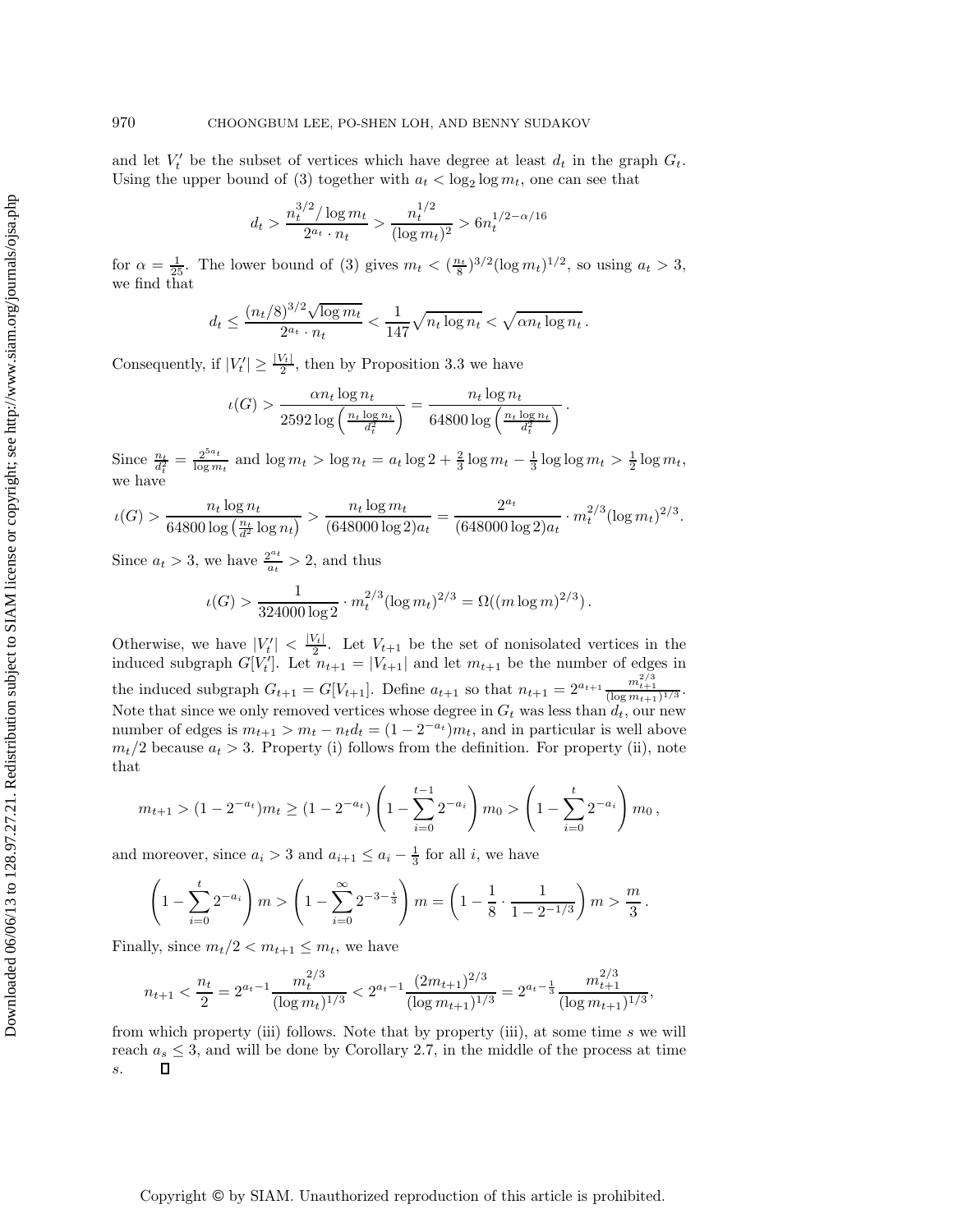and let $V_t'$ be the subset of vertices which have degree at least $d_t$ in the graph $G_t$. Using the upper bound of (3) together with $a_t < \log_2 \log m_t$, one can see that

$$d_t > \frac{n_t^{3/2}/\log m_t}{2^{a_t} \cdot n_t} > \frac{n_t^{1/2}}{(\log m_t)^2} > 6 n_t^{1/2 - \alpha/16}$$

for $\alpha = \frac{1}{25}$. The lower bound of (3) gives $m_t < (\frac{n_t}{8})^{3/2} (\log m_t)^{1/2}$, so using $a_t > 3$, we find that

$$d_t \le \frac{(n_t/8)^{3/2}\sqrt{\log m_t}}{2^{a_t} \cdot n_t} < \frac{1}{147}\sqrt{n_t \log n_t} < \sqrt{\alpha n_t \log n_t}\,.$$

Consequently, if $|V_t'| \ge \frac{|V_t|}{2}$, then by Proposition 3.3 we have

$$\iota(G) > \frac{\alpha n_t \log n_t}{2592 \log\left(\frac{n_t \log n_t}{d_t^2}\right)} = \frac{n_t \log n_t}{64800 \log\left(\frac{n_t \log n_t}{d_t^2}\right)}\,.$$

Since $\frac{n_t}{d_t^2} = \frac{2^{5a_t}}{\log m_t}$ and $\log m_t > \log n_t = a_t \log 2 + \frac{2}{3}\log m_t - \frac{1}{3}\log\log m_t > \frac{1}{2}\log m_t$, we have

$$\iota(G) > \frac{n_t \log n_t}{64800 \log\left(\frac{n_t}{d^2}\log n_t\right)} > \frac{n_t \log m_t}{(648000 \log 2) a_t} = \frac{2^{a_t}}{(648000\log 2)a_t} \cdot m_t^{2/3}(\log m_t)^{2/3}.$$

Since $a_t > 3$, we have $\frac{2^{a_t}}{a_t} > 2$, and thus

$$\iota(G) > \frac{1}{324000 \log 2} \cdot m_t^{2/3} (\log m_t)^{2/3} = \Omega((m \log m)^{2/3})\,.$$

Otherwise, we have $|V_t'| < \frac{|V_t|}{2}$. Let $V_{t+1}$ be the set of nonisolated vertices in the induced subgraph $G[V_t']$. Let $n_{t+1} = |V_{t+1}|$ and let $m_{t+1}$ be the number of edges in the induced subgraph $G_{t+1} = G[V_{t+1}]$. Define $a_{t+1}$ so that $n_{t+1} = 2^{a_{t+1}} \frac{m_{t+1}^{2/3}}{(\log m_{t+1})^{1/3}}$. Note that since we only removed vertices whose degree in $G_t$ was less than $d_t$, our new number of edges is $m_{t+1} > m_t - n_t d_t = (1 - 2^{-a_t}) m_t$, and in particular is well above $m_t/2$ because $a_t > 3$. Property (i) follows from the definition. For property (ii), note that

$$m_{t+1} > (1 - 2^{-a_t}) m_t \ge (1 - 2^{-a_t}) \left(1 - \sum_{i=0}^{t-1} 2^{-a_i}\right) m_0 > \left(1 - \sum_{i=0}^{t} 2^{-a_i}\right) m_0\,,$$

and moreover, since $a_i > 3$ and $a_{i+1} \le a_i - \frac{1}{3}$ for all $i$, we have

$$\left(1 - \sum_{i=0}^{t} 2^{-a_i}\right) m > \left(1 - \sum_{i=0}^{\infty} 2^{-3-\frac{i}{3}}\right) m = \left(1 - \frac{1}{8}\cdot\frac{1}{1 - 2^{-1/3}}\right) m > \frac{m}{3}\,.$$

Finally, since $m_t/2 < m_{t+1} \le m_t$, we have

$$n_{t+1} < \frac{n_t}{2} = 2^{a_t - 1}\frac{m_t^{2/3}}{(\log m_t)^{1/3}} < 2^{a_t-1}\frac{(2m_{t+1})^{2/3}}{(\log m_{t+1})^{1/3}} = 2^{a_t - \frac{1}{3}} \frac{m_{t+1}^{2/3}}{(\log m_{t+1})^{1/3}},$$

from which property (iii) follows. Note that by property (iii), at some time $s$ we will reach $a_s \le 3$, and will be done by Corollary 2.7, in the middle of the process at time $s$. ∎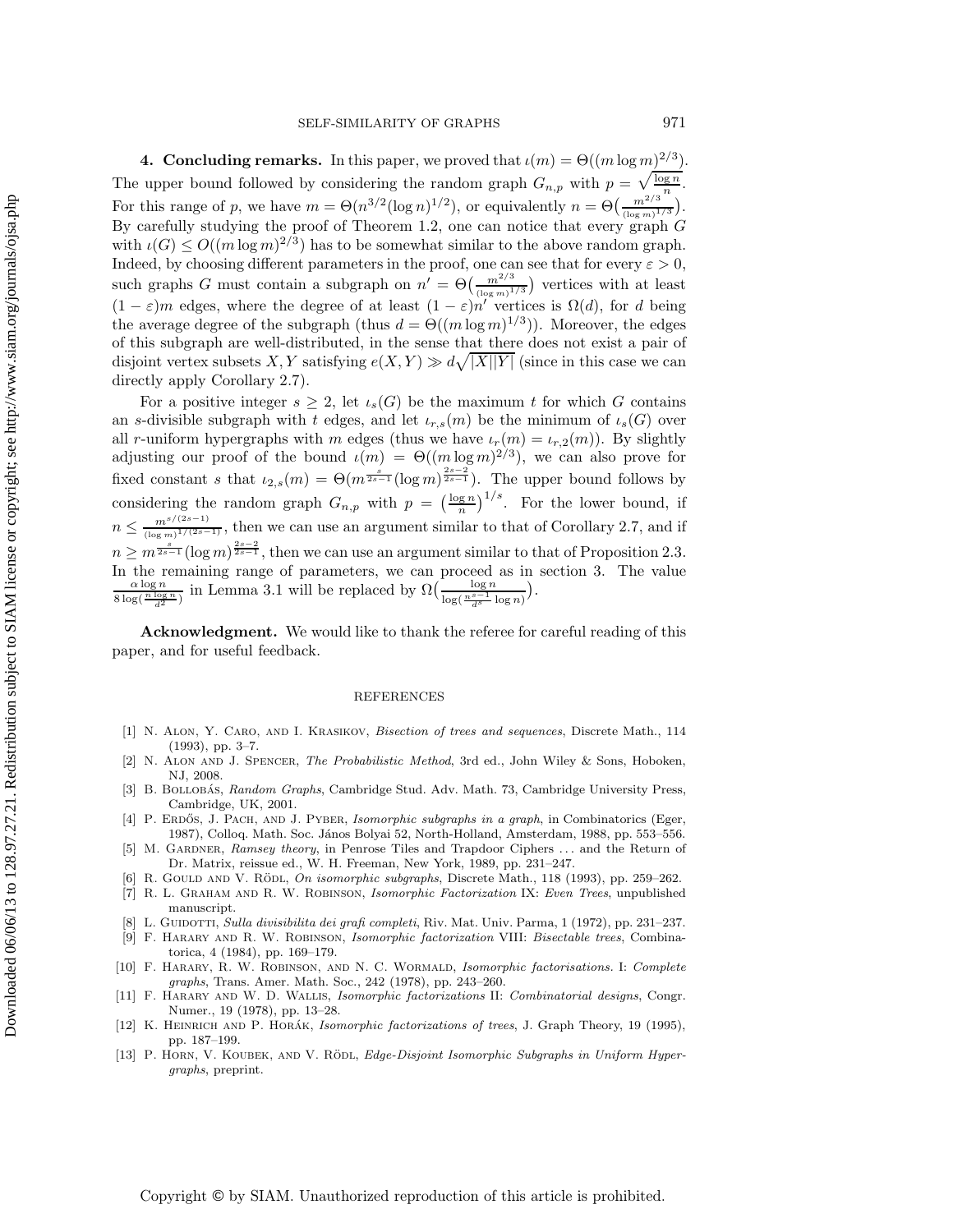**4. Concluding remarks.** In this paper, we proved that $\iota(m) = \Theta((m\log m)^{2/3})$. The upper bound followed by considering the random graph $G_{n,p}$ with $p = \sqrt{\frac{\log n}{n}}$. For this range of $p$, we have $m = \Theta(n^{3/2}(\log n)^{1/2})$, or equivalently $n = \Theta\big(\frac{m^{2/3}}{(\log m)^{1/3}}\big)$. By carefully studying the proof of Theorem 1.2, one can notice that every graph $G$ with $\iota(G) \le O((m\log m)^{2/3})$ has to be somewhat similar to the above random graph. Indeed, by choosing different parameters in the proof, one can see that for every $\varepsilon > 0$, such graphs $G$ must contain a subgraph on $n' = \Theta\big(\frac{m^{2/3}}{(\log m)^{1/3}}\big)$ vertices with at least $(1-\varepsilon)m$ edges, where the degree of at least $(1-\varepsilon)n'$ vertices is $\Omega(d)$, for $d$ being the average degree of the subgraph (thus $d = \Theta((m\log m)^{1/3})$). Moreover, the edges of this subgraph are well-distributed, in the sense that there does not exist a pair of disjoint vertex subsets $X, Y$ satisfying $e(X,Y) \gg d\sqrt{|X||Y|}$ (since in this case we can directly apply Corollary 2.7).

For a positive integer $s \ge 2$, let $\iota_s(G)$ be the maximum $t$ for which $G$ contains an $s$-divisible subgraph with $t$ edges, and let $\iota_{r,s}(m)$ be the minimum of $\iota_s(G)$ over all $r$-uniform hypergraphs with $m$ edges (thus we have $\iota_r(m) = \iota_{r,2}(m)$). By slightly adjusting our proof of the bound $\iota(m) = \Theta((m\log m)^{2/3})$, we can also prove for fixed constant $s$ that $\iota_{2,s}(m) = \Theta(m^{\frac{s}{2s-1}}(\log m)^{\frac{2s-2}{2s-1}})$. The upper bound follows by considering the random graph $G_{n,p}$ with $p = \big(\frac{\log n}{n}\big)^{1/s}$. For the lower bound, if $n \le \frac{m^{s/(2s-1)}}{(\log m)^{1/(2s-1)}}$, then we can use an argument similar to that of Corollary 2.7, and if $n \ge m^{\frac{s}{2s-1}}(\log m)^{\frac{2s-2}{2s-1}}$, then we can use an argument similar to that of Proposition 2.3. In the remaining range of parameters, we can proceed as in section 3. The value $\frac{\alpha\log n}{8\log(\frac{n\log n}{d^2})}$ in Lemma 3.1 will be replaced by $\Omega\big(\frac{\log n}{\log(\frac{n^{s-1}}{d^s}\log n)}\big)$.

**Acknowledgment.** We would like to thank the referee for careful reading of this paper, and for useful feedback.

## REFERENCES

[1] N. Alon, Y. Caro, and I. Krasikov, *Bisection of trees and sequences*, Discrete Math., 114 (1993), pp. 3–7.

[2] N. Alon and J. Spencer, *The Probabilistic Method*, 3rd ed., John Wiley & Sons, Hoboken, NJ, 2008.

[3] B. Bollobás, *Random Graphs*, Cambridge Stud. Adv. Math. 73, Cambridge University Press, Cambridge, UK, 2001.

[4] P. Erdős, J. Pach, and J. Pyber, *Isomorphic subgraphs in a graph*, in Combinatorics (Eger, 1987), Colloq. Math. Soc. János Bolyai 52, North-Holland, Amsterdam, 1988, pp. 553–556.

[5] M. Gardner, *Ramsey theory*, in Penrose Tiles and Trapdoor Ciphers ... and the Return of Dr. Matrix, reissue ed., W. H. Freeman, New York, 1989, pp. 231–247.

[6] R. Gould and V. Rödl, *On isomorphic subgraphs*, Discrete Math., 118 (1993), pp. 259–262.

[7] R. L. Graham and R. W. Robinson, *Isomorphic Factorization* IX: *Even Trees*, unpublished manuscript.

[8] L. Guidotti, *Sulla divisibilita dei grafi completi*, Riv. Mat. Univ. Parma, 1 (1972), pp. 231–237.

[9] F. Harary and R. W. Robinson, *Isomorphic factorization* VIII: *Bisectable trees*, Combinatorica, 4 (1984), pp. 169–179.

[10] F. Harary, R. W. Robinson, and N. C. Wormald, *Isomorphic factorisations*. I: *Complete graphs*, Trans. Amer. Math. Soc., 242 (1978), pp. 243–260.

[11] F. Harary and W. D. Wallis, *Isomorphic factorizations* II: *Combinatorial designs*, Congr. Numer., 19 (1978), pp. 13–28.

[12] K. Heinrich and P. Horák, *Isomorphic factorizations of trees*, J. Graph Theory, 19 (1995), pp. 187–199.

[13] P. Horn, V. Koubek, and V. Rödl, *Edge-Disjoint Isomorphic Subgraphs in Uniform Hypergraphs*, preprint.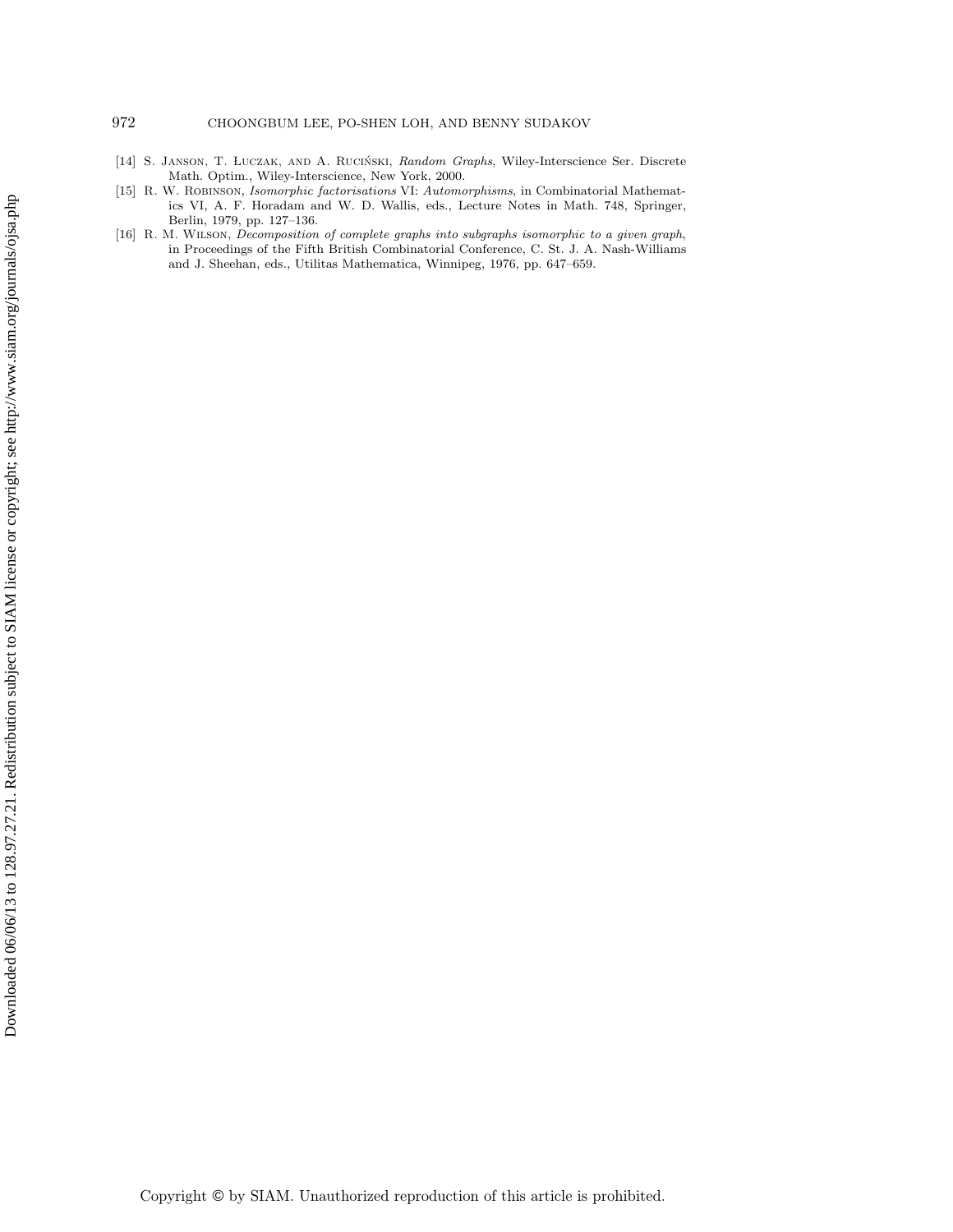[14] S. Janson, T. Łuczak, and A. Ruciński, *Random Graphs*, Wiley-Interscience Ser. Discrete Math. Optim., Wiley-Interscience, New York, 2000.

[15] R. W. Robinson, *Isomorphic factorisations* VI: *Automorphisms*, in Combinatorial Mathematics VI, A. F. Horadam and W. D. Wallis, eds., Lecture Notes in Math. 748, Springer, Berlin, 1979, pp. 127–136.

[16] R. M. Wilson, *Decomposition of complete graphs into subgraphs isomorphic to a given graph*, in Proceedings of the Fifth British Combinatorial Conference, C. St. J. A. Nash-Williams and J. Sheehan, eds., Utilitas Mathematica, Winnipeg, 1976, pp. 647–659.